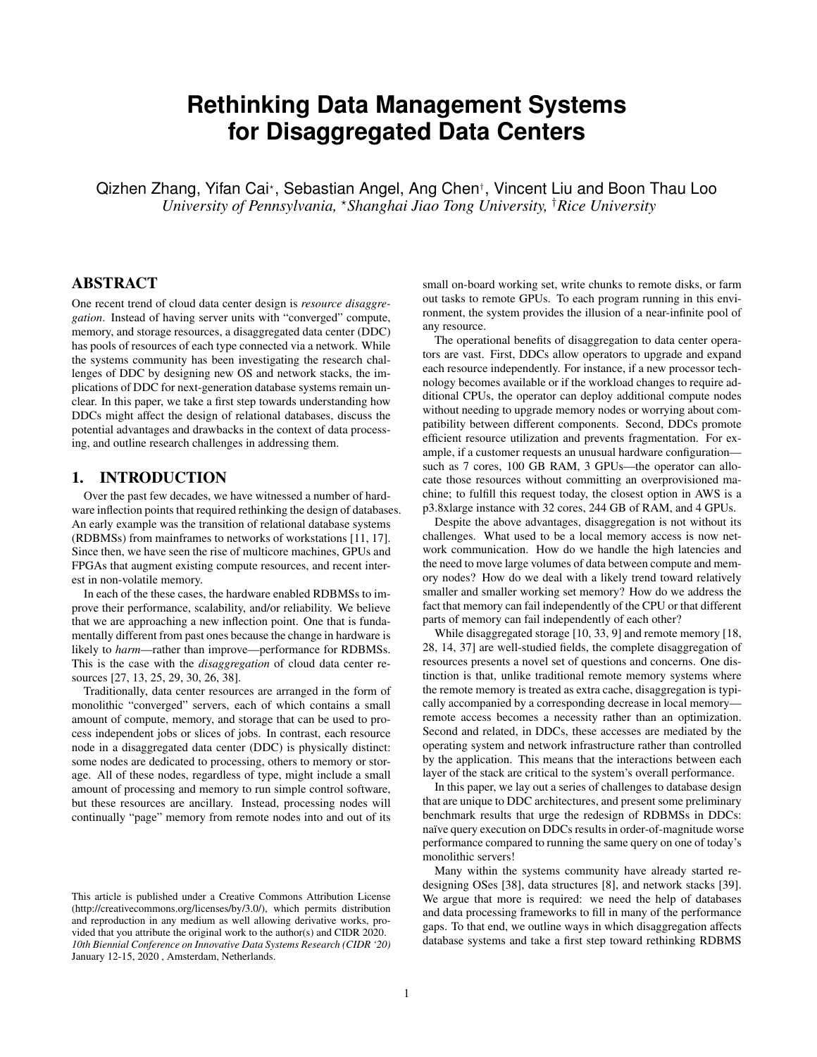# Rethinking Data Management Systems for Disaggregated Data Centers

Qizhen Zhang, Yifan Cai[⋆], Sebastian Angel, Ang Chen[†], Vincent Liu and Boon Thau Loo

*University of Pennsylvania, [⋆]Shanghai Jiao Tong University, [†]Rice University*

## ABSTRACT

One recent trend of cloud data center design is *resource disaggregation*. Instead of having server units with "converged" compute, memory, and storage resources, a disaggregated data center (DDC) has pools of resources of each type connected via a network. While the systems community has been investigating the research challenges of DDC by designing new OS and network stacks, the implications of DDC for next-generation database systems remain unclear. In this paper, we take a first step towards understanding how DDCs might affect the design of relational databases, discuss the potential advantages and drawbacks in the context of data processing, and outline research challenges in addressing them.

## 1. INTRODUCTION

Over the past few decades, we have witnessed a number of hardware inflection points that required rethinking the design of databases. An early example was the transition of relational database systems (RDBMSs) from mainframes to networks of workstations [11, 17]. Since then, we have seen the rise of multicore machines, GPUs and FPGAs that augment existing compute resources, and recent interest in non-volatile memory.

In each of the these cases, the hardware enabled RDBMSs to improve their performance, scalability, and/or reliability. We believe that we are approaching a new inflection point. One that is fundamentally different from past ones because the change in hardware is likely to *harm*—rather than improve—performance for RDBMSs. This is the case with the *disaggregation* of cloud data center resources [27, 13, 25, 29, 30, 26, 38].

Traditionally, data center resources are arranged in the form of monolithic "converged" servers, each of which contains a small amount of compute, memory, and storage that can be used to process independent jobs or slices of jobs. In contrast, each resource node in a disaggregated data center (DDC) is physically distinct: some nodes are dedicated to processing, others to memory or storage. All of these nodes, regardless of type, might include a small amount of processing and memory to run simple control software, but these resources are ancillary. Instead, processing nodes will continually "page" memory from remote nodes into and out of its small on-board working set, write chunks to remote disks, or farm out tasks to remote GPUs. To each program running in this environment, the system provides the illusion of a near-infinite pool of any resource.

The operational benefits of disaggregation to data center operators are vast. First, DDCs allow operators to upgrade and expand each resource independently. For instance, if a new processor technology becomes available or if the workload changes to require additional CPUs, the operator can deploy additional compute nodes without needing to upgrade memory nodes or worrying about compatibility between different components. Second, DDCs promote efficient resource utilization and prevents fragmentation. For example, if a customer requests an unusual hardware configuration—such as 7 cores, 100 GB RAM, 3 GPUs—the operator can allocate those resources without committing an overprovisioned machine; to fulfill this request today, the closest option in AWS is a p3.8xlarge instance with 32 cores, 244 GB of RAM, and 4 GPUs.

Despite the above advantages, disaggregation is not without its challenges. What used to be a local memory access is now network communication. How do we handle the high latencies and the need to move large volumes of data between compute and memory nodes? How do we deal with a likely trend toward relatively smaller and smaller working set memory? How do we address the fact that memory can fail independently of the CPU or that different parts of memory can fail independently of each other?

While disaggregated storage [10, 33, 9] and remote memory [18, 28, 14, 37] are well-studied fields, the complete disaggregation of resources presents a novel set of questions and concerns. One distinction is that, unlike traditional remote memory systems where the remote memory is treated as extra cache, disaggregation is typically accompanied by a corresponding decrease in local memory—remote access becomes a necessity rather than an optimization. Second and related, in DDCs, these accesses are mediated by the operating system and network infrastructure rather than controlled by the application. This means that the interactions between each layer of the stack are critical to the system's overall performance.

In this paper, we lay out a series of challenges to database design that are unique to DDC architectures, and present some preliminary benchmark results that urge the redesign of RDBMSs in DDCs: naïve query execution on DDCs results in order-of-magnitude worse performance compared to running the same query on one of today's monolithic servers!

Many within the systems community have already started redesigning OSes [38], data structures [8], and network stacks [39]. We argue that more is required: we need the help of databases and data processing frameworks to fill in many of the performance gaps. To that end, we outline ways in which disaggregation affects database systems and take a first step toward rethinking RDBMS

This article is published under a Creative Commons Attribution License (http://creativecommons.org/licenses/by/3.0/), which permits distribution and reproduction in any medium as well allowing derivative works, provided that you attribute the original work to the author(s) and CIDR 2020. *10th Biennial Conference on Innovative Data Systems Research (CIDR '20)* January 12-15, 2020 , Amsterdam, Netherlands.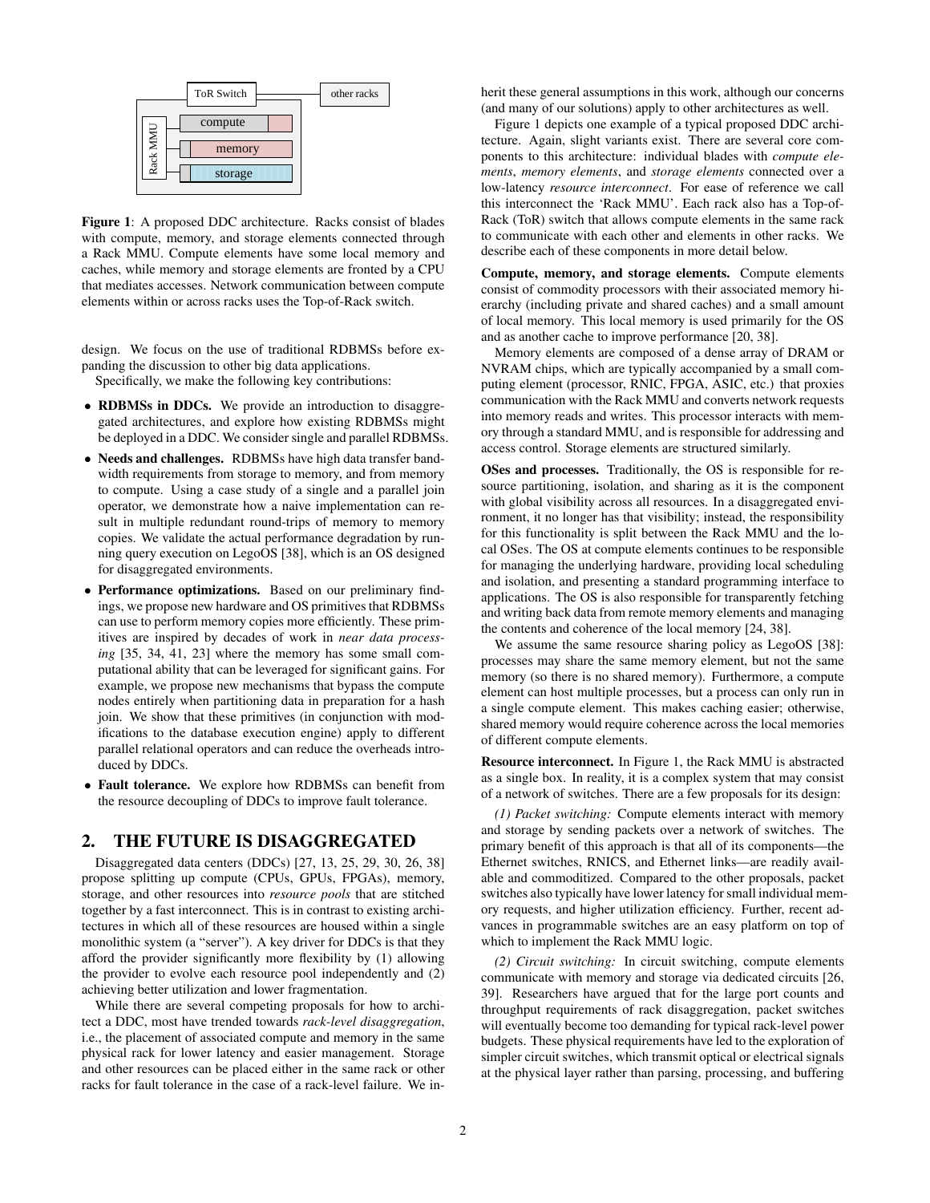ToR Switch — other racks

Rack MMU: compute, memory, storage

**Figure 1**: A proposed DDC architecture. Racks consist of blades with compute, memory, and storage elements connected through a Rack MMU. Compute elements have some local memory and caches, while memory and storage elements are fronted by a CPU that mediates accesses. Network communication between compute elements within or across racks uses the Top-of-Rack switch.

design. We focus on the use of traditional RDBMSs before expanding the discussion to other big data applications.

Specifically, we make the following key contributions:

- **RDBMSs in DDCs.** We provide an introduction to disaggregated architectures, and explore how existing RDBMSs might be deployed in a DDC. We consider single and parallel RDBMSs.
- **Needs and challenges.** RDBMSs have high data transfer bandwidth requirements from storage to memory, and from memory to compute. Using a case study of a single and a parallel join operator, we demonstrate how a naive implementation can result in multiple redundant round-trips of memory to memory copies. We validate the actual performance degradation by running query execution on LegoOS [38], which is an OS designed for disaggregated environments.
- **Performance optimizations.** Based on our preliminary findings, we propose new hardware and OS primitives that RDBMSs can use to perform memory copies more efficiently. These primitives are inspired by decades of work in *near data processing* [35, 34, 41, 23] where the memory has some small computational ability that can be leveraged for significant gains. For example, we propose new mechanisms that bypass the compute nodes entirely when partitioning data in preparation for a hash join. We show that these primitives (in conjunction with modifications to the database execution engine) apply to different parallel relational operators and can reduce the overheads introduced by DDCs.
- **Fault tolerance.** We explore how RDBMSs can benefit from the resource decoupling of DDCs to improve fault tolerance.

## 2. THE FUTURE IS DISAGGREGATED

Disaggregated data centers (DDCs) [27, 13, 25, 29, 30, 26, 38] propose splitting up compute (CPUs, GPUs, FPGAs), memory, storage, and other resources into *resource pools* that are stitched together by a fast interconnect. This is in contrast to existing architectures in which all of these resources are housed within a single monolithic system (a "server"). A key driver for DDCs is that they afford the provider significantly more flexibility by (1) allowing the provider to evolve each resource pool independently and (2) achieving better utilization and lower fragmentation.

While there are several competing proposals for how to architect a DDC, most have trended towards *rack-level disaggregation*, i.e., the placement of associated compute and memory in the same physical rack for lower latency and easier management. Storage and other resources can be placed either in the same rack or other racks for fault tolerance in the case of a rack-level failure. We inherit these general assumptions in this work, although our concerns (and many of our solutions) apply to other architectures as well.

Figure 1 depicts one example of a typical proposed DDC architecture. Again, slight variants exist. There are several core components to this architecture: individual blades with *compute elements*, *memory elements*, and *storage elements* connected over a low-latency *resource interconnect*. For ease of reference we call this interconnect the 'Rack MMU'. Each rack also has a Top-of-Rack (ToR) switch that allows compute elements in the same rack to communicate with each other and elements in other racks. We describe each of these components in more detail below.

**Compute, memory, and storage elements.** Compute elements consist of commodity processors with their associated memory hierarchy (including private and shared caches) and a small amount of local memory. This local memory is used primarily for the OS and as another cache to improve performance [20, 38].

Memory elements are composed of a dense array of DRAM or NVRAM chips, which are typically accompanied by a small computing element (processor, RNIC, FPGA, ASIC, etc.) that proxies communication with the Rack MMU and converts network requests into memory reads and writes. This processor interacts with memory through a standard MMU, and is responsible for addressing and access control. Storage elements are structured similarly.

**OSes and processes.** Traditionally, the OS is responsible for resource partitioning, isolation, and sharing as it is the component with global visibility across all resources. In a disaggregated environment, it no longer has that visibility; instead, the responsibility for this functionality is split between the Rack MMU and the local OSes. The OS at compute elements continues to be responsible for managing the underlying hardware, providing local scheduling and isolation, and presenting a standard programming interface to applications. The OS is also responsible for transparently fetching and writing back data from remote memory elements and managing the contents and coherence of the local memory [24, 38].

We assume the same resource sharing policy as LegoOS [38]: processes may share the same memory element, but not the same memory (so there is no shared memory). Furthermore, a compute element can host multiple processes, but a process can only run in a single compute element. This makes caching easier; otherwise, shared memory would require coherence across the local memories of different compute elements.

**Resource interconnect.** In Figure 1, the Rack MMU is abstracted as a single box. In reality, it is a complex system that may consist of a network of switches. There are a few proposals for its design:

*(1) Packet switching:* Compute elements interact with memory and storage by sending packets over a network of switches. The primary benefit of this approach is that all of its components—the Ethernet switches, RNICS, and Ethernet links—are readily available and commoditized. Compared to the other proposals, packet switches also typically have lower latency for small individual memory requests, and higher utilization efficiency. Further, recent advances in programmable switches are an easy platform on top of which to implement the Rack MMU logic.

*(2) Circuit switching:* In circuit switching, compute elements communicate with memory and storage via dedicated circuits [26, 39]. Researchers have argued that for the large port counts and throughput requirements of rack disaggregation, packet switches will eventually become too demanding for typical rack-level power budgets. These physical requirements have led to the exploration of simpler circuit switches, which transmit optical or electrical signals at the physical layer rather than parsing, processing, and buffering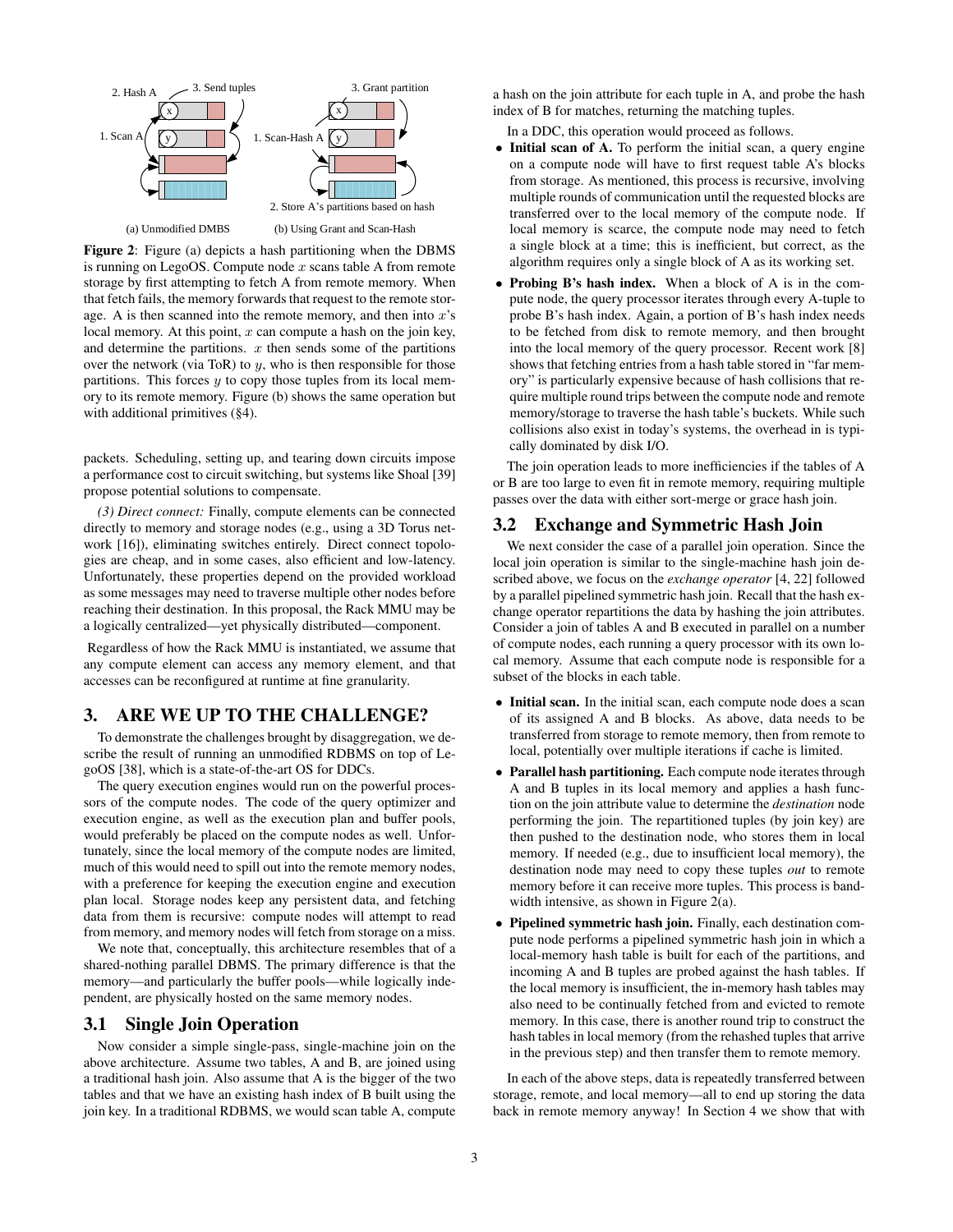Figure 2: Figure (a) depicts a hash partitioning when the DBMS is running on LegoOS. Compute node $x$ scans table A from remote storage by first attempting to fetch A from remote memory. When that fetch fails, the memory forwards that request to the remote storage. A is then scanned into the remote memory, and then into $x$'s local memory. At this point, $x$ can compute a hash on the join key, and determine the partitions. $x$ then sends some of the partitions over the network (via ToR) to $y$, who is then responsible for those partitions. This forces $y$ to copy those tuples from its local memory to its remote memory. Figure (b) shows the same operation but with additional primitives (§4).

packets. Scheduling, setting up, and tearing down circuits impose a performance cost to circuit switching, but systems like Shoal [39] propose potential solutions to compensate.

*(3) Direct connect:* Finally, compute elements can be connected directly to memory and storage nodes (e.g., using a 3D Torus network [16]), eliminating switches entirely. Direct connect topologies are cheap, and in some cases, also efficient and low-latency. Unfortunately, these properties depend on the provided workload as some messages may need to traverse multiple other nodes before reaching their destination. In this proposal, the Rack MMU may be a logically centralized—yet physically distributed—component.

Regardless of how the Rack MMU is instantiated, we assume that any compute element can access any memory element, and that accesses can be reconfigured at runtime at fine granularity.

# 3. ARE WE UP TO THE CHALLENGE?

To demonstrate the challenges brought by disaggregation, we describe the result of running an unmodified RDBMS on top of LegoOS [38], which is a state-of-the-art OS for DDCs.

The query execution engines would run on the powerful processors of the compute nodes. The code of the query optimizer and execution engine, as well as the execution plan and buffer pools, would preferably be placed on the compute nodes as well. Unfortunately, since the local memory of the compute nodes are limited, much of this would need to spill out into the remote memory nodes, with a preference for keeping the execution engine and execution plan local. Storage nodes keep any persistent data, and fetching data from them is recursive: compute nodes will attempt to read from memory, and memory nodes will fetch from storage on a miss.

We note that, conceptually, this architecture resembles that of a shared-nothing parallel DBMS. The primary difference is that the memory—and particularly the buffer pools—while logically independent, are physically hosted on the same memory nodes.

## 3.1 Single Join Operation

Now consider a simple single-pass, single-machine join on the above architecture. Assume two tables, A and B, are joined using a traditional hash join. Also assume that A is the bigger of the two tables and that we have an existing hash index of B built using the join key. In a traditional RDBMS, we would scan table A, compute a hash on the join attribute for each tuple in A, and probe the hash index of B for matches, returning the matching tuples.

In a DDC, this operation would proceed as follows.

- **Initial scan of A.** To perform the initial scan, a query engine on a compute node will have to first request table A's blocks from storage. As mentioned, this process is recursive, involving multiple rounds of communication until the requested blocks are transferred over to the local memory of the compute node. If local memory is scarce, the compute node may need to fetch a single block at a time; this is inefficient, but correct, as the algorithm requires only a single block of A as its working set.
- **Probing B's hash index.** When a block of A is in the compute node, the query processor iterates through every A-tuple to probe B's hash index. Again, a portion of B's hash index needs to be fetched from disk to remote memory, and then brought into the local memory of the query processor. Recent work [8] shows that fetching entries from a hash table stored in "far memory" is particularly expensive because of hash collisions that require multiple round trips between the compute node and remote memory/storage to traverse the hash table's buckets. While such collisions also exist in today's systems, the overhead in is typically dominated by disk I/O.

The join operation leads to more inefficiencies if the tables of A or B are too large to even fit in remote memory, requiring multiple passes over the data with either sort-merge or grace hash join.

## 3.2 Exchange and Symmetric Hash Join

We next consider the case of a parallel join operation. Since the local join operation is similar to the single-machine hash join described above, we focus on the *exchange operator* [4, 22] followed by a parallel pipelined symmetric hash join. Recall that the hash exchange operator repartitions the data by hashing the join attributes. Consider a join of tables A and B executed in parallel on a number of compute nodes, each running a query processor with its own local memory. Assume that each compute node is responsible for a subset of the blocks in each table.

- **Initial scan.** In the initial scan, each compute node does a scan of its assigned A and B blocks. As above, data needs to be transferred from storage to remote memory, then from remote to local, potentially over multiple iterations if cache is limited.
- **Parallel hash partitioning.** Each compute node iterates through A and B tuples in its local memory and applies a hash function on the join attribute value to determine the *destination* node performing the join. The repartitioned tuples (by join key) are then pushed to the destination node, who stores them in local memory. If needed (e.g., due to insufficient local memory), the destination node may need to copy these tuples *out* to remote memory before it can receive more tuples. This process is bandwidth intensive, as shown in Figure 2(a).
- **Pipelined symmetric hash join.** Finally, each destination compute node performs a pipelined symmetric hash join in which a local-memory hash table is built for each of the partitions, and incoming A and B tuples are probed against the hash tables. If the local memory is insufficient, the in-memory hash tables may also need to be continually fetched from and evicted to remote memory. In this case, there is another round trip to construct the hash tables in local memory (from the rehashed tuples that arrive in the previous step) and then transfer them to remote memory.

In each of the above steps, data is repeatedly transferred between storage, remote, and local memory—all to end up storing the data back in remote memory anyway! In Section 4 we show that with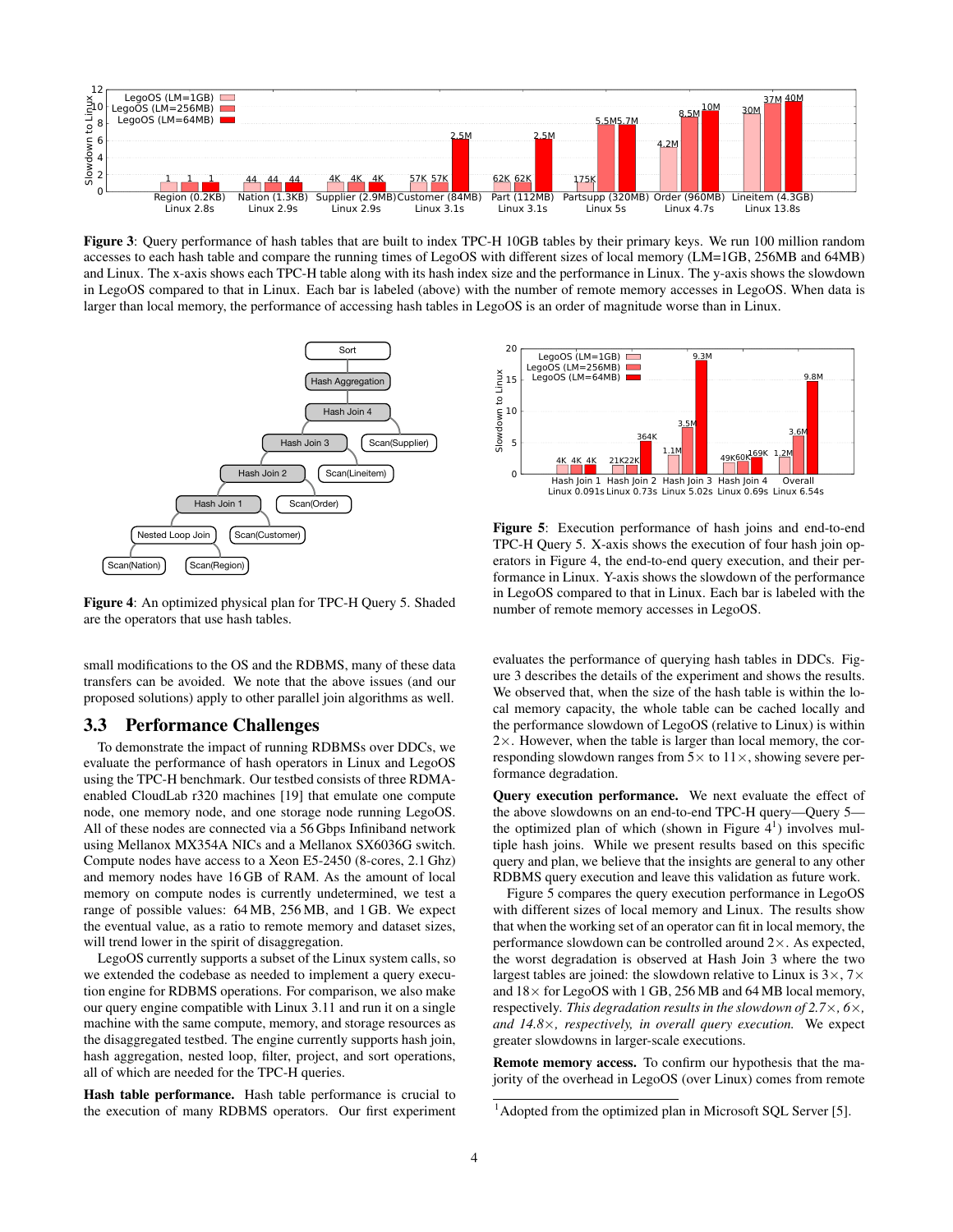**Figure 3**: Query performance of hash tables that are built to index TPC-H 10GB tables by their primary keys. We run 100 million random accesses to each hash table and compare the running times of LegoOS with different sizes of local memory (LM=1GB, 256MB and 64MB) and Linux. The x-axis shows each TPC-H table along with its hash index size and the performance in Linux. The y-axis shows the slowdown in LegoOS compared to that in Linux. Each bar is labeled (above) with the number of remote memory accesses in LegoOS. When data is larger than local memory, the performance of accessing hash tables in LegoOS is an order of magnitude worse than in Linux.

**Figure 4**: An optimized physical plan for TPC-H Query 5. Shaded are the operators that use hash tables.

**Figure 5**: Execution performance of hash joins and end-to-end TPC-H Query 5. X-axis shows the execution of four hash join operators in Figure 4, the end-to-end query execution, and their performance in Linux. Y-axis shows the slowdown of the performance in LegoOS compared to that in Linux. Each bar is labeled with the number of remote memory accesses in LegoOS.

small modifications to the OS and the RDBMS, many of these data transfers can be avoided. We note that the above issues (and our proposed solutions) apply to other parallel join algorithms as well.

## 3.3 Performance Challenges

To demonstrate the impact of running RDBMSs over DDCs, we evaluate the performance of hash operators in Linux and LegoOS using the TPC-H benchmark. Our testbed consists of three RDMA-enabled CloudLab r320 machines [19] that emulate one compute node, one memory node, and one storage node running LegoOS. All of these nodes are connected via a 56 Gbps Infiniband network using Mellanox MX354A NICs and a Mellanox SX6036G switch. Compute nodes have access to a Xeon E5-2450 (8-cores, 2.1 Ghz) and memory nodes have 16 GB of RAM. As the amount of local memory on compute nodes is currently undetermined, we test a range of possible values: 64 MB, 256 MB, and 1 GB. We expect the eventual value, as a ratio to remote memory and dataset sizes, will trend lower in the spirit of disaggregation.

LegoOS currently supports a subset of the Linux system calls, so we extended the codebase as needed to implement a query execution engine for RDBMS operations. For comparison, we also make our query engine compatible with Linux 3.11 and run it on a single machine with the same compute, memory, and storage resources as the disaggregated testbed. The engine currently supports hash join, hash aggregation, nested loop, filter, project, and sort operations, all of which are needed for the TPC-H queries.

**Hash table performance.** Hash table performance is crucial to the execution of many RDBMS operators. Our first experiment evaluates the performance of querying hash tables in DDCs. Figure 3 describes the details of the experiment and shows the results. We observed that, when the size of the hash table is within the local memory capacity, the whole table can be cached locally and the performance slowdown of LegoOS (relative to Linux) is within 2×. However, when the table is larger than local memory, the corresponding slowdown ranges from 5× to 11×, showing severe performance degradation.

**Query execution performance.** We next evaluate the effect of the above slowdowns on an end-to-end TPC-H query—Query 5—the optimized plan of which (shown in Figure 4[1]) involves multiple hash joins. While we present results based on this specific query and plan, we believe that the insights are general to any other RDBMS query execution and leave this validation as future work.

Figure 5 compares the query execution performance in LegoOS with different sizes of local memory and Linux. The results show that when the working set of an operator can fit in local memory, the performance slowdown can be controlled around 2×. As expected, the worst degradation is observed at Hash Join 3 where the two largest tables are joined: the slowdown relative to Linux is 3×, 7× and 18× for LegoOS with 1 GB, 256 MB and 64 MB local memory, respectively. *This degradation results in the slowdown of 2.7×, 6×, and 14.8×, respectively, in overall query execution.* We expect greater slowdowns in larger-scale executions.

**Remote memory access.** To confirm our hypothesis that the majority of the overhead in LegoOS (over Linux) comes from remote

[1] Adopted from the optimized plan in Microsoft SQL Server [5].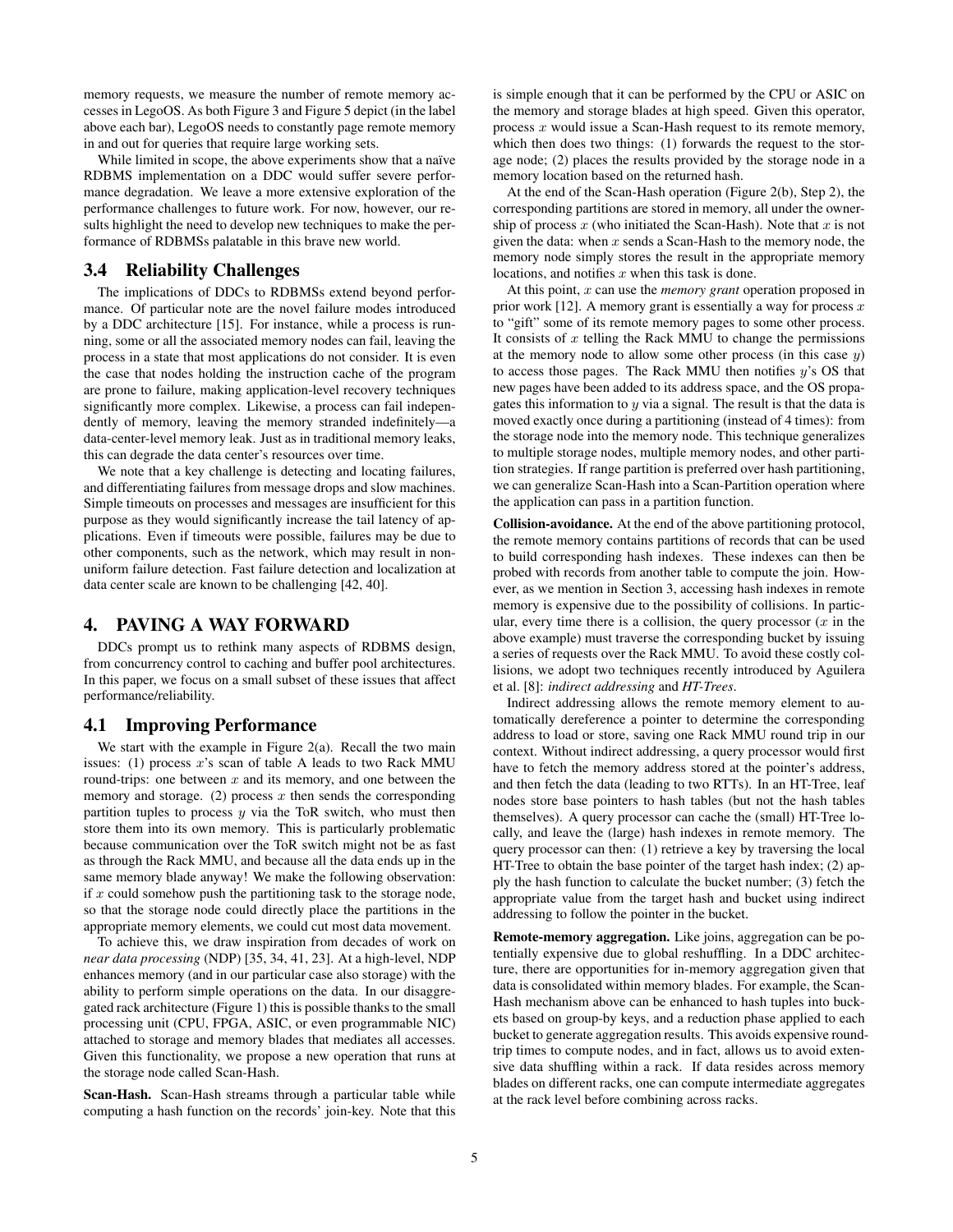memory requests, we measure the number of remote memory accesses in LegoOS. As both Figure 3 and Figure 5 depict (in the label above each bar), LegoOS needs to constantly page remote memory in and out for queries that require large working sets.

While limited in scope, the above experiments show that a naïve RDBMS implementation on a DDC would suffer severe performance degradation. We leave a more extensive exploration of the performance challenges to future work. For now, however, our results highlight the need to develop new techniques to make the performance of RDBMSs palatable in this brave new world.

### 3.4 Reliability Challenges

The implications of DDCs to RDBMSs extend beyond performance. Of particular note are the novel failure modes introduced by a DDC architecture [15]. For instance, while a process is running, some or all the associated memory nodes can fail, leaving the process in a state that most applications do not consider. It is even the case that nodes holding the instruction cache of the program are prone to failure, making application-level recovery techniques significantly more complex. Likewise, a process can fail independently of memory, leaving the memory stranded indefinitely—a data-center-level memory leak. Just as in traditional memory leaks, this can degrade the data center's resources over time.

We note that a key challenge is detecting and locating failures, and differentiating failures from message drops and slow machines. Simple timeouts on processes and messages are insufficient for this purpose as they would significantly increase the tail latency of applications. Even if timeouts were possible, failures may be due to other components, such as the network, which may result in non-uniform failure detection. Fast failure detection and localization at data center scale are known to be challenging [42, 40].

## 4. PAVING A WAY FORWARD

DDCs prompt us to rethink many aspects of RDBMS design, from concurrency control to caching and buffer pool architectures. In this paper, we focus on a small subset of these issues that affect performance/reliability.

### 4.1 Improving Performance

We start with the example in Figure 2(a). Recall the two main issues: (1) process $x$'s scan of table A leads to two Rack MMU round-trips: one between $x$ and its memory, and one between the memory and storage. (2) process $x$ then sends the corresponding partition tuples to process $y$ via the ToR switch, who must then store them into its own memory. This is particularly problematic because communication over the ToR switch might not be as fast as through the Rack MMU, and because all the data ends up in the same memory blade anyway! We make the following observation: if $x$ could somehow push the partitioning task to the storage node, so that the storage node could directly place the partitions in the appropriate memory elements, we could cut most data movement.

To achieve this, we draw inspiration from decades of work on *near data processing* (NDP) [35, 34, 41, 23]. At a high-level, NDP enhances memory (and in our particular case also storage) with the ability to perform simple operations on the data. In our disaggregated rack architecture (Figure 1) this is possible thanks to the small processing unit (CPU, FPGA, ASIC, or even programmable NIC) attached to storage and memory blades that mediates all accesses. Given this functionality, we propose a new operation that runs at the storage node called Scan-Hash.

**Scan-Hash.** Scan-Hash streams through a particular table while computing a hash function on the records' join-key. Note that this is simple enough that it can be performed by the CPU or ASIC on the memory and storage blades at high speed. Given this operator, process $x$ would issue a Scan-Hash request to its remote memory, which then does two things: (1) forwards the request to the storage node; (2) places the results provided by the storage node in a memory location based on the returned hash.

At the end of the Scan-Hash operation (Figure 2(b), Step 2), the corresponding partitions are stored in memory, all under the ownership of process $x$ (who initiated the Scan-Hash). Note that $x$ is not given the data: when $x$ sends a Scan-Hash to the memory node, the memory node simply stores the result in the appropriate memory locations, and notifies $x$ when this task is done.

At this point, $x$ can use the *memory grant* operation proposed in prior work [12]. A memory grant is essentially a way for process $x$ to "gift" some of its remote memory pages to some other process. It consists of $x$ telling the Rack MMU to change the permissions at the memory node to allow some other process (in this case $y$) to access those pages. The Rack MMU then notifies $y$'s OS that new pages have been added to its address space, and the OS propagates this information to $y$ via a signal. The result is that the data is moved exactly once during a partitioning (instead of 4 times): from the storage node into the memory node. This technique generalizes to multiple storage nodes, multiple memory nodes, and other partition strategies. If range partition is preferred over hash partitioning, we can generalize Scan-Hash into a Scan-Partition operation where the application can pass in a partition function.

**Collision-avoidance.** At the end of the above partitioning protocol, the remote memory contains partitions of records that can be used to build corresponding hash indexes. These indexes can then be probed with records from another table to compute the join. However, as we mention in Section 3, accessing hash indexes in remote memory is expensive due to the possibility of collisions. In particular, every time there is a collision, the query processor ($x$ in the above example) must traverse the corresponding bucket by issuing a series of requests over the Rack MMU. To avoid these costly collisions, we adopt two techniques recently introduced by Aguilera et al. [8]: *indirect addressing* and *HT-Trees*.

Indirect addressing allows the remote memory element to automatically dereference a pointer to determine the corresponding address to load or store, saving one Rack MMU round trip in our context. Without indirect addressing, a query processor would first have to fetch the memory address stored at the pointer's address, and then fetch the data (leading to two RTTs). In an HT-Tree, leaf nodes store base pointers to hash tables (but not the hash tables themselves). A query processor can cache the (small) HT-Tree locally, and leave the (large) hash indexes in remote memory. The query processor can then: (1) retrieve a key by traversing the local HT-Tree to obtain the base pointer of the target hash index; (2) apply the hash function to calculate the bucket number; (3) fetch the appropriate value from the target hash and bucket using indirect addressing to follow the pointer in the bucket.

**Remote-memory aggregation.** Like joins, aggregation can be potentially expensive due to global reshuffling. In a DDC architecture, there are opportunities for in-memory aggregation given that data is consolidated within memory blades. For example, the Scan-Hash mechanism above can be enhanced to hash tuples into buckets based on group-by keys, and a reduction phase applied to each bucket to generate aggregation results. This avoids expensive round-trip times to compute nodes, and in fact, allows us to avoid extensive data shuffling within a rack. If data resides across memory blades on different racks, one can compute intermediate aggregates at the rack level before combining across racks.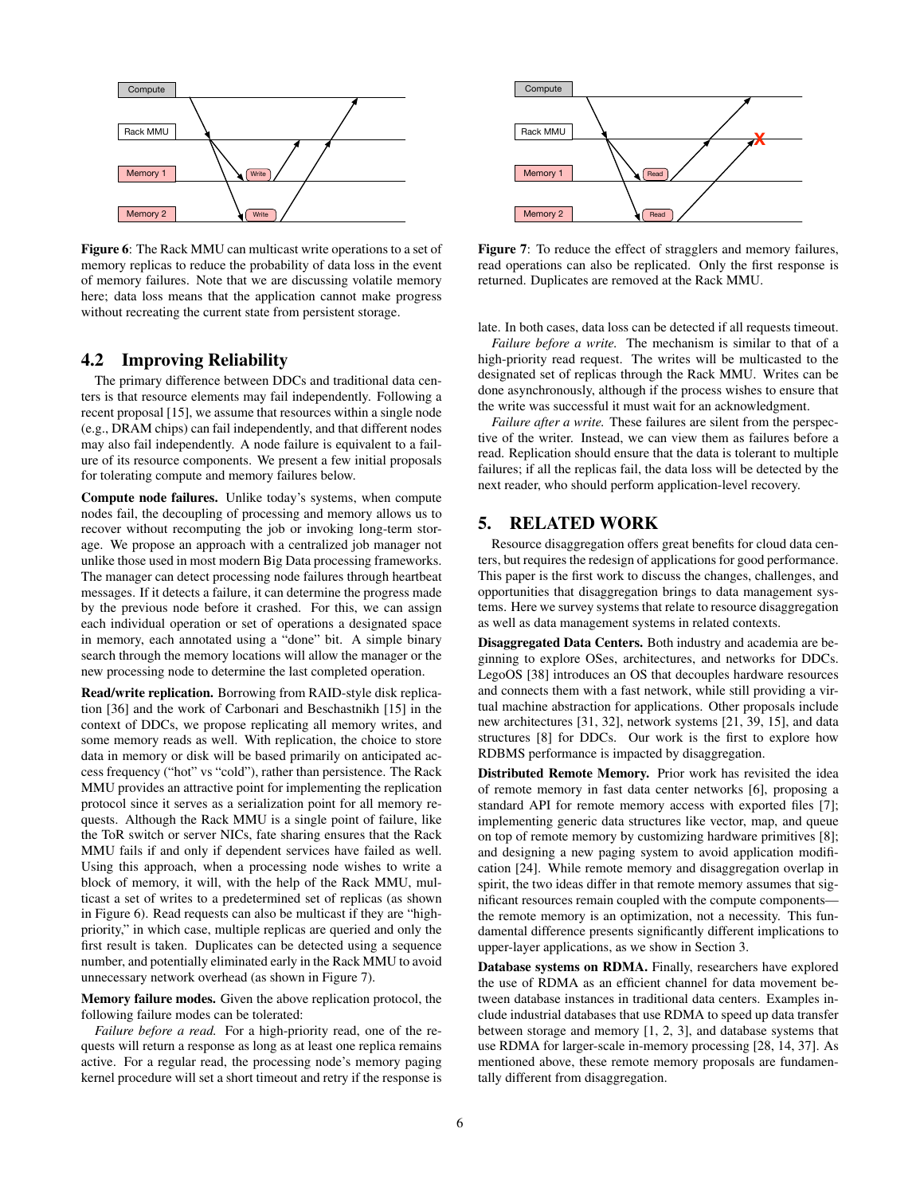**Figure 6**: The Rack MMU can multicast write operations to a set of memory replicas to reduce the probability of data loss in the event of memory failures. Note that we are discussing volatile memory here; data loss means that the application cannot make progress without recreating the current state from persistent storage.

**Figure 7**: To reduce the effect of stragglers and memory failures, read operations can also be replicated. Only the first response is returned. Duplicates are removed at the Rack MMU.

## 4.2 Improving Reliability

The primary difference between DDCs and traditional data centers is that resource elements may fail independently. Following a recent proposal [15], we assume that resources within a single node (e.g., DRAM chips) can fail independently, and that different nodes may also fail independently. A node failure is equivalent to a failure of its resource components. We present a few initial proposals for tolerating compute and memory failures below.

**Compute node failures.** Unlike today's systems, when compute nodes fail, the decoupling of processing and memory allows us to recover without recomputing the job or invoking long-term storage. We propose an approach with a centralized job manager not unlike those used in most modern Big Data processing frameworks. The manager can detect processing node failures through heartbeat messages. If it detects a failure, it can determine the progress made by the previous node before it crashed. For this, we can assign each individual operation or set of operations a designated space in memory, each annotated using a "done" bit. A simple binary search through the memory locations will allow the manager or the new processing node to determine the last completed operation.

**Read/write replication.** Borrowing from RAID-style disk replication [36] and the work of Carbonari and Beschastnikh [15] in the context of DDCs, we propose replicating all memory writes, and some memory reads as well. With replication, the choice to store data in memory or disk will be based primarily on anticipated access frequency ("hot" vs "cold"), rather than persistence. The Rack MMU provides an attractive point for implementing the replication protocol since it serves as a serialization point for all memory requests. Although the Rack MMU is a single point of failure, like the ToR switch or server NICs, fate sharing ensures that the Rack MMU fails if and only if dependent services have failed as well. Using this approach, when a processing node wishes to write a block of memory, it will, with the help of the Rack MMU, multicast a set of writes to a predetermined set of replicas (as shown in Figure 6). Read requests can also be multicast if they are "high-priority," in which case, multiple replicas are queried and only the first result is taken. Duplicates can be detected using a sequence number, and potentially eliminated early in the Rack MMU to avoid unnecessary network overhead (as shown in Figure 7).

**Memory failure modes.** Given the above replication protocol, the following failure modes can be tolerated:

*Failure before a read.* For a high-priority read, one of the requests will return a response as long as at least one replica remains active. For a regular read, the processing node's memory paging kernel procedure will set a short timeout and retry if the response is late. In both cases, data loss can be detected if all requests timeout.

*Failure before a write.* The mechanism is similar to that of a high-priority read request. The writes will be multicasted to the designated set of replicas through the Rack MMU. Writes can be done asynchronously, although if the process wishes to ensure that the write was successful it must wait for an acknowledgment.

*Failure after a write.* These failures are silent from the perspective of the writer. Instead, we can view them as failures before a read. Replication should ensure that the data is tolerant to multiple failures; if all the replicas fail, the data loss will be detected by the next reader, who should perform application-level recovery.

# 5. RELATED WORK

Resource disaggregation offers great benefits for cloud data centers, but requires the redesign of applications for good performance. This paper is the first work to discuss the changes, challenges, and opportunities that disaggregation brings to data management systems. Here we survey systems that relate to resource disaggregation as well as data management systems in related contexts.

**Disaggregated Data Centers.** Both industry and academia are beginning to explore OSes, architectures, and networks for DDCs. LegoOS [38] introduces an OS that decouples hardware resources and connects them with a fast network, while still providing a virtual machine abstraction for applications. Other proposals include new architectures [31, 32], network systems [21, 39, 15], and data structures [8] for DDCs. Our work is the first to explore how RDBMS performance is impacted by disaggregation.

**Distributed Remote Memory.** Prior work has revisited the idea of remote memory in fast data center networks [6], proposing a standard API for remote memory access with exported files [7]; implementing generic data structures like vector, map, and queue on top of remote memory by customizing hardware primitives [8]; and designing a new paging system to avoid application modification [24]. While remote memory and disaggregation overlap in spirit, the two ideas differ in that remote memory assumes that significant resources remain coupled with the compute components—the remote memory is an optimization, not a necessity. This fundamental difference presents significantly different implications to upper-layer applications, as we show in Section 3.

**Database systems on RDMA.** Finally, researchers have explored the use of RDMA as an efficient channel for data movement between database instances in traditional data centers. Examples include industrial databases that use RDMA to speed up data transfer between storage and memory [1, 2, 3], and database systems that use RDMA for larger-scale in-memory processing [28, 14, 37]. As mentioned above, these remote memory proposals are fundamentally different from disaggregation.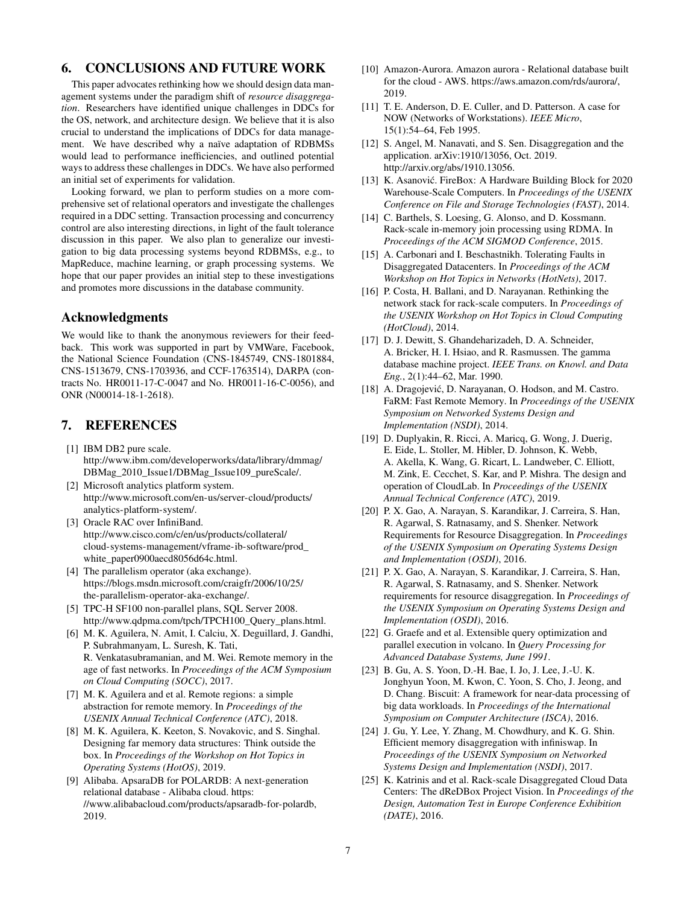## 6. CONCLUSIONS AND FUTURE WORK

This paper advocates rethinking how we should design data management systems under the paradigm shift of *resource disaggregation*. Researchers have identified unique challenges in DDCs for the OS, network, and architecture design. We believe that it is also crucial to understand the implications of DDCs for data management. We have described why a naïve adaptation of RDBMSs would lead to performance inefficiencies, and outlined potential ways to address these challenges in DDCs. We have also performed an initial set of experiments for validation.

Looking forward, we plan to perform studies on a more comprehensive set of relational operators and investigate the challenges required in a DDC setting. Transaction processing and concurrency control are also interesting directions, in light of the fault tolerance discussion in this paper. We also plan to generalize our investigation to big data processing systems beyond RDBMSs, e.g., to MapReduce, machine learning, or graph processing systems. We hope that our paper provides an initial step to these investigations and promotes more discussions in the database community.

## Acknowledgments

We would like to thank the anonymous reviewers for their feedback. This work was supported in part by VMWare, Facebook, the National Science Foundation (CNS-1845749, CNS-1801884, CNS-1513679, CNS-1703936, and CCF-1763514), DARPA (contracts No. HR0011-17-C-0047 and No. HR0011-16-C-0056), and ONR (N00014-18-1-2618).

## 7. REFERENCES

[1] IBM DB2 pure scale. http://www.ibm.com/developerworks/data/library/dmmag/DBMag_2010_Issue1/DBMag_Issue109_pureScale/.

[2] Microsoft analytics platform system. http://www.microsoft.com/en-us/server-cloud/products/analytics-platform-system/.

[3] Oracle RAC over InfiniBand. http://www.cisco.com/c/en/us/products/collateral/cloud-systems-management/vframe-ib-software/prod_white_paper0900aecd8056d64c.html.

[4] The parallelism operator (aka exchange). https://blogs.msdn.microsoft.com/craigfr/2006/10/25/the-parallelism-operator-aka-exchange/.

[5] TPC-H SF100 non-parallel plans, SQL Server 2008. http://www.qdpma.com/tpch/TPCH100_Query_plans.html.

[6] M. K. Aguilera, N. Amit, I. Calciu, X. Deguillard, J. Gandhi, P. Subrahmanyam, L. Suresh, K. Tati, R. Venkatasubramanian, and M. Wei. Remote memory in the age of fast networks. In *Proceedings of the ACM Symposium on Cloud Computing (SOCC)*, 2017.

[7] M. K. Aguilera and et al. Remote regions: a simple abstraction for remote memory. In *Proceedings of the USENIX Annual Technical Conference (ATC)*, 2018.

[8] M. K. Aguilera, K. Keeton, S. Novakovic, and S. Singhal. Designing far memory data structures: Think outside the box. In *Proceedings of the Workshop on Hot Topics in Operating Systems (HotOS)*, 2019.

[9] Alibaba. ApsaraDB for POLARDB: A next-generation relational database - Alibaba cloud. https://www.alibabacloud.com/products/apsaradb-for-polardb, 2019.

[10] Amazon-Aurora. Amazon aurora - Relational database built for the cloud - AWS. https://aws.amazon.com/rds/aurora/, 2019.

[11] T. E. Anderson, D. E. Culler, and D. Patterson. A case for NOW (Networks of Workstations). *IEEE Micro*, 15(1):54–64, Feb 1995.

[12] S. Angel, M. Nanavati, and S. Sen. Disaggregation and the application. arXiv:1910/13056, Oct. 2019. http://arxiv.org/abs/1910.13056.

[13] K. Asanović. FireBox: A Hardware Building Block for 2020 Warehouse-Scale Computers. In *Proceedings of the USENIX Conference on File and Storage Technologies (FAST)*, 2014.

[14] C. Barthels, S. Loesing, G. Alonso, and D. Kossmann. Rack-scale in-memory join processing using RDMA. In *Proceedings of the ACM SIGMOD Conference*, 2015.

[15] A. Carbonari and I. Beschastnikh. Tolerating Faults in Disaggregated Datacenters. In *Proceedings of the ACM Workshop on Hot Topics in Networks (HotNets)*, 2017.

[16] P. Costa, H. Ballani, and D. Narayanan. Rethinking the network stack for rack-scale computers. In *Proceedings of the USENIX Workshop on Hot Topics in Cloud Computing (HotCloud)*, 2014.

[17] D. J. Dewitt, S. Ghandeharizadeh, D. A. Schneider, A. Bricker, H. I. Hsiao, and R. Rasmussen. The gamma database machine project. *IEEE Trans. on Knowl. and Data Eng.*, 2(1):44–62, Mar. 1990.

[18] A. Dragojević, D. Narayanan, O. Hodson, and M. Castro. FaRM: Fast Remote Memory. In *Proceedings of the USENIX Symposium on Networked Systems Design and Implementation (NSDI)*, 2014.

[19] D. Duplyakin, R. Ricci, A. Maricq, G. Wong, J. Duerig, E. Eide, L. Stoller, M. Hibler, D. Johnson, K. Webb, A. Akella, K. Wang, G. Ricart, L. Landweber, C. Elliott, M. Zink, E. Cecchet, S. Kar, and P. Mishra. The design and operation of CloudLab. In *Proceedings of the USENIX Annual Technical Conference (ATC)*, 2019.

[20] P. X. Gao, A. Narayan, S. Karandikar, J. Carreira, S. Han, R. Agarwal, S. Ratnasamy, and S. Shenker. Network Requirements for Resource Disaggregation. In *Proceedings of the USENIX Symposium on Operating Systems Design and Implementation (OSDI)*, 2016.

[21] P. X. Gao, A. Narayan, S. Karandikar, J. Carreira, S. Han, R. Agarwal, S. Ratnasamy, and S. Shenker. Network requirements for resource disaggregation. In *Proceedings of the USENIX Symposium on Operating Systems Design and Implementation (OSDI)*, 2016.

[22] G. Graefe and et al. Extensible query optimization and parallel execution in volcano. In *Query Processing for Advanced Database Systems, June 1991*.

[23] B. Gu, A. S. Yoon, D.-H. Bae, I. Jo, J. Lee, J.-U. K. Jonghyun Yoon, M. Kwon, C. Yoon, S. Cho, J. Jeong, and D. Chang. Biscuit: A framework for near-data processing of big data workloads. In *Proceedings of the International Symposium on Computer Architecture (ISCA)*, 2016.

[24] J. Gu, Y. Lee, Y. Zhang, M. Chowdhury, and K. G. Shin. Efficient memory disaggregation with infiniswap. In *Proceedings of the USENIX Symposium on Networked Systems Design and Implementation (NSDI)*, 2017.

[25] K. Katrinis and et al. Rack-scale Disaggregated Cloud Data Centers: The dReDBox Project Vision. In *Proceedings of the Design, Automation Test in Europe Conference Exhibition (DATE)*, 2016.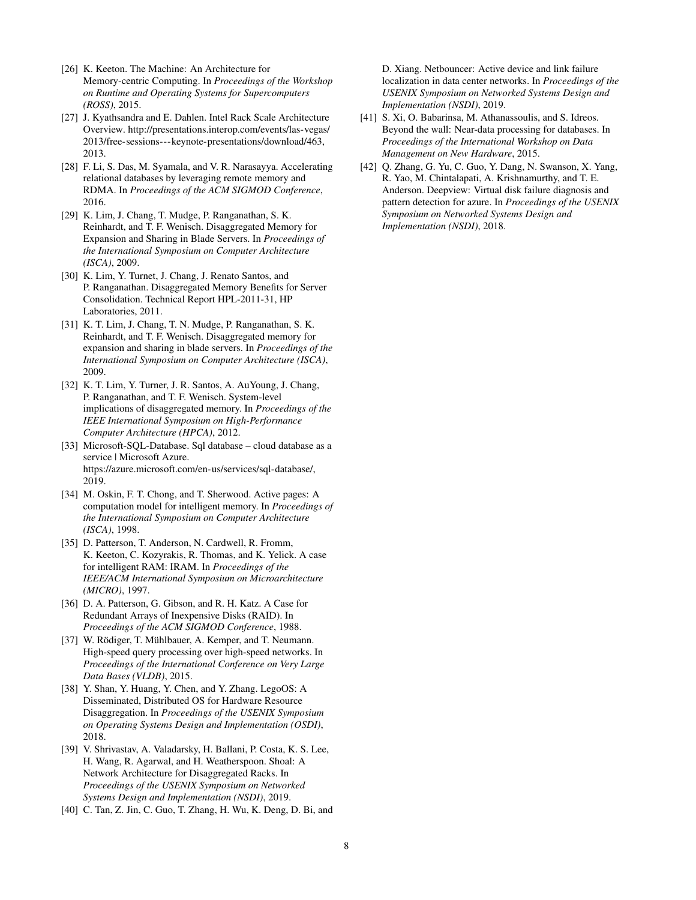[26] K. Keeton. The Machine: An Architecture for Memory-centric Computing. In *Proceedings of the Workshop on Runtime and Operating Systems for Supercomputers (ROSS)*, 2015.

[27] J. Kyathsandra and E. Dahlen. Intel Rack Scale Architecture Overview. http://presentations.interop.com/events/las-vegas/2013/free-sessions---keynote-presentations/download/463, 2013.

[28] F. Li, S. Das, M. Syamala, and V. R. Narasayya. Accelerating relational databases by leveraging remote memory and RDMA. In *Proceedings of the ACM SIGMOD Conference*, 2016.

[29] K. Lim, J. Chang, T. Mudge, P. Ranganathan, S. K. Reinhardt, and T. F. Wenisch. Disaggregated Memory for Expansion and Sharing in Blade Servers. In *Proceedings of the International Symposium on Computer Architecture (ISCA)*, 2009.

[30] K. Lim, Y. Turnet, J. Chang, J. Renato Santos, and P. Ranganathan. Disaggregated Memory Benefits for Server Consolidation. Technical Report HPL-2011-31, HP Laboratories, 2011.

[31] K. T. Lim, J. Chang, T. N. Mudge, P. Ranganathan, S. K. Reinhardt, and T. F. Wenisch. Disaggregated memory for expansion and sharing in blade servers. In *Proceedings of the International Symposium on Computer Architecture (ISCA)*, 2009.

[32] K. T. Lim, Y. Turner, J. R. Santos, A. AuYoung, J. Chang, P. Ranganathan, and T. F. Wenisch. System-level implications of disaggregated memory. In *Proceedings of the IEEE International Symposium on High-Performance Computer Architecture (HPCA)*, 2012.

[33] Microsoft-SQL-Database. Sql database – cloud database as a service | Microsoft Azure. https://azure.microsoft.com/en-us/services/sql-database/, 2019.

[34] M. Oskin, F. T. Chong, and T. Sherwood. Active pages: A computation model for intelligent memory. In *Proceedings of the International Symposium on Computer Architecture (ISCA)*, 1998.

[35] D. Patterson, T. Anderson, N. Cardwell, R. Fromm, K. Keeton, C. Kozyrakis, R. Thomas, and K. Yelick. A case for intelligent RAM: IRAM. In *Proceedings of the IEEE/ACM International Symposium on Microarchitecture (MICRO)*, 1997.

[36] D. A. Patterson, G. Gibson, and R. H. Katz. A Case for Redundant Arrays of Inexpensive Disks (RAID). In *Proceedings of the ACM SIGMOD Conference*, 1988.

[37] W. Rödiger, T. Mühlbauer, A. Kemper, and T. Neumann. High-speed query processing over high-speed networks. In *Proceedings of the International Conference on Very Large Data Bases (VLDB)*, 2015.

[38] Y. Shan, Y. Huang, Y. Chen, and Y. Zhang. LegoOS: A Disseminated, Distributed OS for Hardware Resource Disaggregation. In *Proceedings of the USENIX Symposium on Operating Systems Design and Implementation (OSDI)*, 2018.

[39] V. Shrivastav, A. Valadarsky, H. Ballani, P. Costa, K. S. Lee, H. Wang, R. Agarwal, and H. Weatherspoon. Shoal: A Network Architecture for Disaggregated Racks. In *Proceedings of the USENIX Symposium on Networked Systems Design and Implementation (NSDI)*, 2019.

[40] C. Tan, Z. Jin, C. Guo, T. Zhang, H. Wu, K. Deng, D. Bi, and D. Xiang. Netbouncer: Active device and link failure localization in data center networks. In *Proceedings of the USENIX Symposium on Networked Systems Design and Implementation (NSDI)*, 2019.

[41] S. Xi, O. Babarinsa, M. Athanassoulis, and S. Idreos. Beyond the wall: Near-data processing for databases. In *Proceedings of the International Workshop on Data Management on New Hardware*, 2015.

[42] Q. Zhang, G. Yu, C. Guo, Y. Dang, N. Swanson, X. Yang, R. Yao, M. Chintalapati, A. Krishnamurthy, and T. E. Anderson. Deepview: Virtual disk failure diagnosis and pattern detection for azure. In *Proceedings of the USENIX Symposium on Networked Systems Design and Implementation (NSDI)*, 2018.